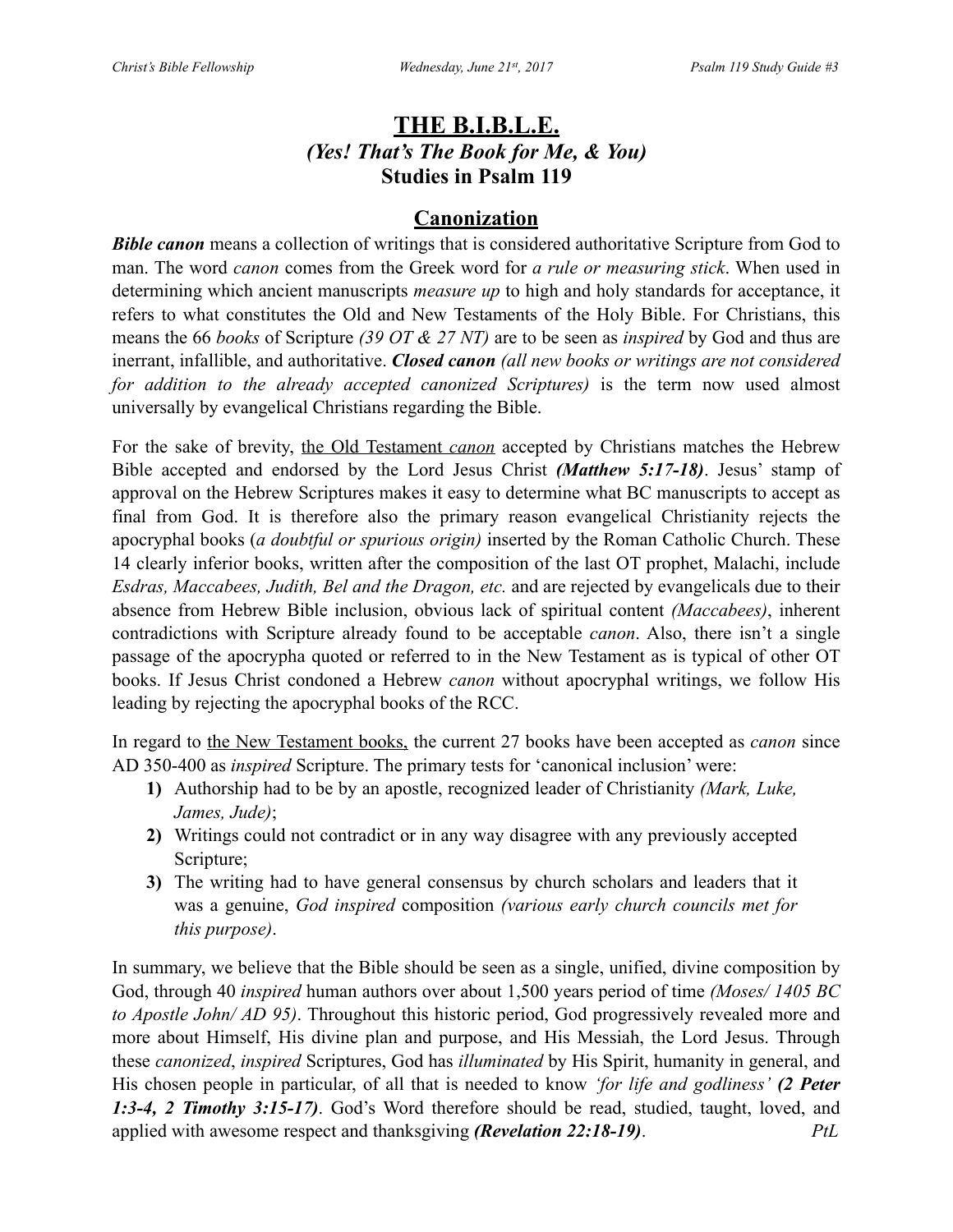# THE B.I.B.L.E.

### *(Yes! That's The Book for Me, & You)*

### Studies in Psalm 119

## Canonization

***Bible canon*** means a collection of writings that is considered authoritative Scripture from God to man. The word *canon* comes from the Greek word for *a rule or measuring stick*. When used in determining which ancient manuscripts *measure up* to high and holy standards for acceptance, it refers to what constitutes the Old and New Testaments of the Holy Bible. For Christians, this means the 66 *books* of Scripture *(39 OT & 27 NT)* are to be seen as *inspired* by God and thus are inerrant, infallible, and authoritative. ***Closed canon*** *(all new books or writings are not considered for addition to the already accepted canonized Scriptures)* is the term now used almost universally by evangelical Christians regarding the Bible.

For the sake of brevity, the Old Testament *canon* accepted by Christians matches the Hebrew Bible accepted and endorsed by the Lord Jesus Christ ***(Matthew 5:17-18)***. Jesus' stamp of approval on the Hebrew Scriptures makes it easy to determine what BC manuscripts to accept as final from God. It is therefore also the primary reason evangelical Christianity rejects the apocryphal books (*a doubtful or spurious origin)* inserted by the Roman Catholic Church. These 14 clearly inferior books, written after the composition of the last OT prophet, Malachi, include *Esdras, Maccabees, Judith, Bel and the Dragon, etc.* and are rejected by evangelicals due to their absence from Hebrew Bible inclusion, obvious lack of spiritual content *(Maccabees)*, inherent contradictions with Scripture already found to be acceptable *canon*. Also, there isn't a single passage of the apocrypha quoted or referred to in the New Testament as is typical of other OT books. If Jesus Christ condoned a Hebrew *canon* without apocryphal writings, we follow His leading by rejecting the apocryphal books of the RCC.

In regard to the New Testament books, the current 27 books have been accepted as *canon* since AD 350-400 as *inspired* Scripture. The primary tests for 'canonical inclusion' were:

1) Authorship had to be by an apostle, recognized leader of Christianity *(Mark, Luke, James, Jude)*;
2) Writings could not contradict or in any way disagree with any previously accepted Scripture;
3) The writing had to have general consensus by church scholars and leaders that it was a genuine, *God inspired* composition *(various early church councils met for this purpose)*.

In summary, we believe that the Bible should be seen as a single, unified, divine composition by God, through 40 *inspired* human authors over about 1,500 years period of time *(Moses/ 1405 BC to Apostle John/ AD 95)*. Throughout this historic period, God progressively revealed more and more about Himself, His divine plan and purpose, and His Messiah, the Lord Jesus. Through these *canonized*, *inspired* Scriptures, God has *illuminated* by His Spirit, humanity in general, and His chosen people in particular, of all that is needed to know *'for life and godliness'* ***(2 Peter 1:3-4, 2 Timothy 3:15-17)***. God's Word therefore should be read, studied, taught, loved, and applied with awesome respect and thanksgiving ***(Revelation 22:18-19)***. *PtL*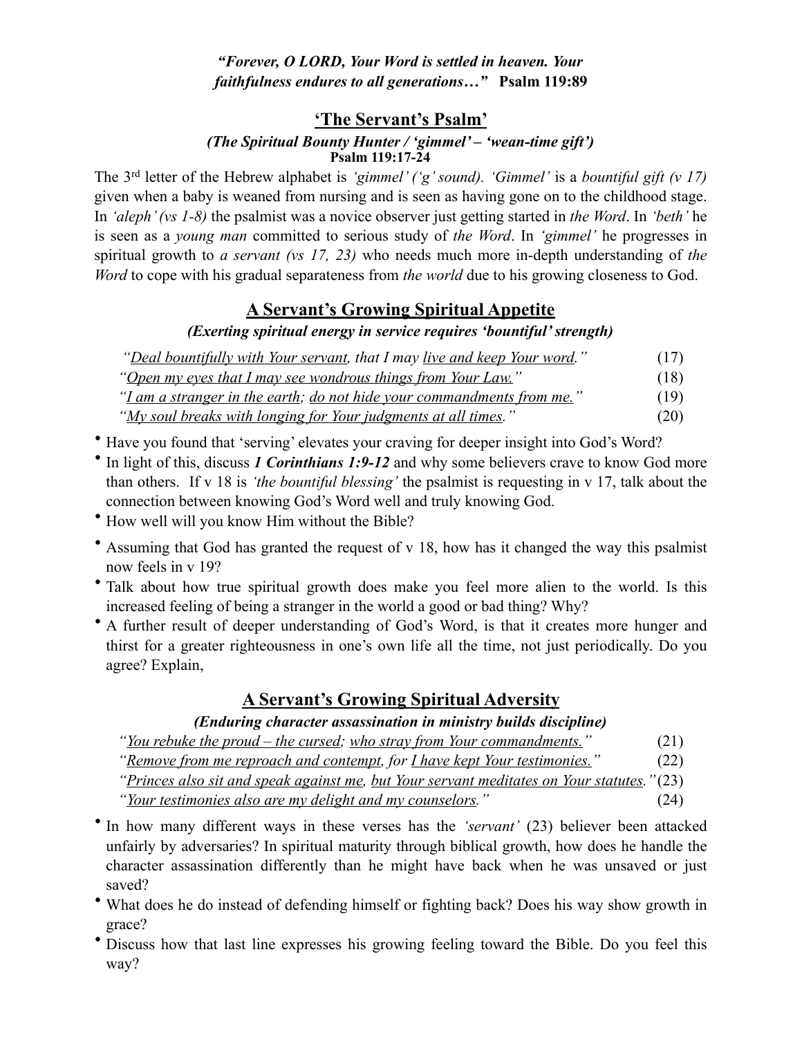***"Forever, O LORD, Your Word is settled in heaven. Your faithfulness endures to all generations…"*** **Psalm 119:89**

## 'The Servant's Psalm'

***(The Spiritual Bounty Hunter / 'gimmel' – 'wean-time gift')***
**Psalm 119:17-24**

The 3rd letter of the Hebrew alphabet is *'gimmel' ('g' sound). 'Gimmel'* is a *bountiful gift (v 17)* given when a baby is weaned from nursing and is seen as having gone on to the childhood stage. In *'aleph' (vs 1-8)* the psalmist was a novice observer just getting started in *the Word*. In *'beth'* he is seen as a *young man* committed to serious study of *the Word*. In *'gimmel'* he progresses in spiritual growth to *a servant (vs 17, 23)* who needs much more in-depth understanding of *the Word* to cope with his gradual separateness from *the world* due to his growing closeness to God.

## A Servant's Growing Spiritual Appetite

***(Exerting spiritual energy in service requires 'bountiful' strength)***

*"Deal bountifully with Your servant, that I may live and keep Your word."* (17)
*"Open my eyes that I may see wondrous things from Your Law."* (18)
*"I am a stranger in the earth; do not hide your commandments from me."* (19)
*"My soul breaks with longing for Your judgments at all times."* (20)

- Have you found that 'serving' elevates your craving for deeper insight into God's Word?
- In light of this, discuss ***1 Corinthians 1:9-12*** and why some believers crave to know God more than others. If v 18 is *'the bountiful blessing'* the psalmist is requesting in v 17, talk about the connection between knowing God's Word well and truly knowing God.
- How well will you know Him without the Bible?
- Assuming that God has granted the request of v 18, how has it changed the way this psalmist now feels in v 19?
- Talk about how true spiritual growth does make you feel more alien to the world. Is this increased feeling of being a stranger in the world a good or bad thing? Why?
- A further result of deeper understanding of God's Word, is that it creates more hunger and thirst for a greater righteousness in one's own life all the time, not just periodically. Do you agree? Explain,

## A Servant's Growing Spiritual Adversity

***(Enduring character assassination in ministry builds discipline)***

*"You rebuke the proud – the cursed; who stray from Your commandments."* (21)
*"Remove from me reproach and contempt, for I have kept Your testimonies."* (22)
*"Princes also sit and speak against me, but Your servant meditates on Your statutes."* (23)
*"Your testimonies also are my delight and my counselors."* (24)

- In how many different ways in these verses has the *'servant'* (23) believer been attacked unfairly by adversaries? In spiritual maturity through biblical growth, how does he handle the character assassination differently than he might have back when he was unsaved or just saved?
- What does he do instead of defending himself or fighting back? Does his way show growth in grace?
- Discuss how that last line expresses his growing feeling toward the Bible. Do you feel this way?